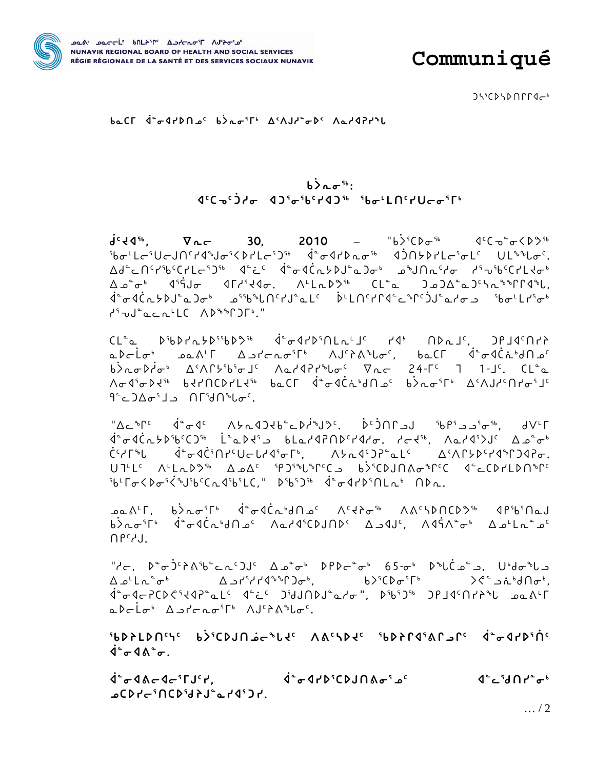ᓄᓇᕕᒃ ᓄᓇᓕᓕᒫᖏᑦ ᑲᒪᔨᖏᑦ ᐃᓗᓯᓕᕆᓂᒥ ᐱᐅᓯᕆᓂᒧᑦ
NUNAVIK REGIONAL BOARD OF HEALTH AND SOCIAL SERVICES
RÉGIE RÉGIONALE DE LA SANTÉ ET DES SERVICES SOCIAUX NUNAVIK

# Communiqué

ᑐᓴᖅᑕᐅᓴᐅᑎᒋᐊᓕᒃ

ᑲᓇᑕᒥ ᐋᓂᐊᓯᐅᑎᓄᑦ ᑲᔪᓯᓂᕐᒥᒃ ᐃᑉᐱᒍᓱᖕᓂᐅᑉ ᐱᓇᓱᐊᕈᓯᖓ

## ᑲᔪᓯᓂᖅ:
## ᐊᑦᑕᓅᑦᑑᓯᓂ ᐊᑐᕐᓂᖅᑳᓯᐊᑐᖅ ᖃᓂᒪᑎᑦᓯᒍᑎᓂᕐᒥᒃ

**ᑰᔾᔪᐊᖅ, ᐁᐳᕆᓕ 30, 2010** – "ᑳᔅᓯᑕᐅᓂᖅ ᐊᑦᑕᓅᓂᐸᐅᔪᖅ ᖃᓂᒪᓕᕐᑎᓕᒍᑎᑦᓯᐊᕐᒍᓂᕐᐸᐅᓯᒪᓕᕐᑐᖅ ᐋᓂᐊᓯᐅᑎᓂᖅ ᐊᑑᑎᔭᐅᓯᒪᓕᕐᓂᒪᑦ ᑌᒪᖕᖓᓂ. ᐃᒋᓪᓕᑎᑦᓯᖃᑦᑕᓯᒪᓕᕐᑐᖅ ᐊᓪᓛᑦ ᐋᓂᐊᑖᓴᐅᒍᓇᑐᓂᒃ ᓄᖑᑎᓵᓯᓂ ᓯᕐᓗᖃᑦᑕᓯᒪᔪᓂᒃ ᐃᓄᓐᓂᒃ ᐊᕐᕌᒍᓂ ᐊᒥᓱᕙᓂ. ᐱᒻᒪᕆᐅᔪᖅ ᑕᒪᓐᓇ ᑐᓄᑐᐃᓐᓇᑐᑦᓴᓐᖏᑦᑎᐊᖅᒪ, ᐋᓂᐊᑖᓴᐅᒍᓇᑐᓂᒃ ᓄᖃᖅᒪᑎᑦᓯᒍᓇᒪᑦ ᐆᒪᑎᑦᓯᐊᓪᓚᕐᓯᑦᑑᓇᓯᓂᓗ ᖃᓂᒪᔪᓯᓂᒃ ᓯᕐᓗᒍᓐᓇᓚᓐᒪᑕ ᐱᐅᖏᑐᒥᒃ."

ᑕᒪᓐᓇ ᐅᖃᐅᓯᕆᓴᐅᖃᑦᑕᐅᔪᖅ ᐋᓂᐊᓯᐅᕐᑎᒪᓚᒧᑦ ᓯᐊᒃ ᑎᐅᓇᒧᑦ, ᑐᑭᒧᐊᑦᑎᓯᔨ ᓇᐅᓕᒫᓂᒃ ᓄᓇᕕᒻᒥ ᐃᓗᓯᓕᕆᓂᕐᒥᒃ ᐱᒍᑦᓯᕚᖕᒪᓂᑦ, ᑲᓇᑕᒥ ᐋᓂᐊᑖᕆᒃᑯᑎᓄᑦ ᑲᔪᓯᓂᐅᔪᓂᒃ ᐃᑉᐱᒋᔭᖅᑲᕐᓂᒧᑦ ᐱᓇᓱᐊᕈᓯᖕᒪᓂᑦ ᐁᐳᕆᓕ 24-ᒥᑦ ᒣ 1-ᒧᑦ. ᑕᒪᓐᓇ ᐱᓂᐊᕐᓂᐅᔪᖅ ᑲᔪᓯᑎᑕᐅᓯᒪᔪᖅ ᑲᓇᑕᒥ ᐋᓂᐊᑖᕆᒃᑯᑎᓄᑦ ᑲᔪᓯᓂᕐᒥᒃ ᐃᑉᐱᒍᓱᑦᑎᓯᓂᕐᒧᑦ ᕿᓪᓚᑐᐃᓂᕐᒧᒃ ᑎᒥᖁᑎᖕᒪᓂᑦ.

"ᐃᓚᖕᒥᑦ ᐋᓂᐊᑦ ᐱᔭᓇᐊᑐᖃᖃᓪᓚᐅᔾᔪᖅᑐᑦ. ᐆᑦᑑᑎᒥᒍᑦ ᖃᕿᔪᓄᕐᓂᖅ, ᑯᐯᒻᒥ ᐋᓂᐊᑖᓴᐅᖃᑦᑕᑐᖅ ᒫᓇᐅᔪᕐᓗ ᑲᒪᓇᓱᐊᕈᑎᐅᑦᓯᐊᓱᓂ. ᓯᓚᔪᖅ, ᐱᓇᓱᐊᕐᐳᑦ ᐃᓄᓐᓂᒃ ᑖᒃᓯᒥᖕᒪ ᐋᓂᐊᑦᑎᕐᑎᓯᑦᑌᓚᒪᐊᕐᓂᒃ, ᐱᔭᓇᐊᑦᑐᕈᓐᓇᒪᑦ ᐃᑉᐱᒋᔭᐅᓯᐊᕐᒥᑐᐊᕈᓂ. ᑌᒫᒃ ᐱᒻᒪᕆᐅᔪᖅ ᐃᓄᐃᑦ ᖃᐅᔨᒪᖕᒥᑕᐅᒃ ᑳᔅᓯᑕᐅᒍᑎᐅᓂᖕᒥᑕ ᐊᓪᓚᑕᐅᓯᒪᐅᑎᖕᒥᑦ ᖃᒥᓂᐸᐅᓂᖅᐸᐅᔪᖃᑦᑕᐊᕐᑲᓪᓚ," ᐅᖃᖅᑐᖅ ᐋᓂᐊᓯᐅᕐᑎᒪᓚᒃ ᑎᐅᓇ.

ᓄᓇᕕᒻᒥ, ᑲᔪᓯᓂᕐᒥᒃ ᐋᓂᐊᑖᕆᒃᑯᑎᓄᑦ ᐱᑦᔪᕐᓂᖅ ᐱᕕᑦᓴᐅᑎᑕᐅᔪᖅ ᐊᑭᖅᑎᓇᒍ ᑲᔪᓯᓂᕐᒥᒃ ᐋᓂᐊᑖᕆᒃᑯᑎᓄᑦ ᐱᓇᓱᐊᖅᑕᐅᒍᑎᐅᑉ ᐃᓗᐊᒍᑦ, ᐱᐊᕿᐱᓐᓂᒃ ᐃᓄᒻᒪᕆᓐᓄᑦ ᑎᑭᑦᓯᒍ.

"ᓯᓚ, ᐅᓐᓂᐅᑦᓯᕕᖃᓪᓚᕆᑦᑐᒧᑦ ᐃᓄᓐᓂᒃ ᐅᑭᐅᓕᓐᓂᒃ 65-ᓂᒃ ᐅᖓᑖᓄᓪᓗ, ᑌᒃᑯᓂᖓᓗ ᐃᓄᒻᒪᕆᓐᓂᒃ ᐃᓗᓯᕐᓯᓯᐊᖕᖏᑐᓂᒃ, ᑳᔅᓯᑕᐅᓂᕐᒥᒃ ᐳᕙᓪᓗᓇᖅᑯᑎᓂᒃ, ᐋᓂᐊᓕᕿᑕᐅᕙᕐᐊᕈᓇᒪᑦ ᐊᓪᓛᑦ ᑐᖅᑯᒥᑎᐅᒍᓇᓯᓂ", ᐅᖃᖅᑐᖅ ᑐᑭᒧᐊᑦᑎᓯᔨᖓ ᓄᓇᕕᒻᒥ ᓇᐅᓕᒫᓂᒃ ᐃᓗᓯᓕᕆᓂᕐᒥᒃ ᐱᒍᑦᓯᕚᖕᒪᓂᑦ.

**ᖃᐅᔨᒪᐅᑎᑦᓴᑦ ᑳᔅᓯᑕᐅᒍᑎᓅᓕᖓᓚᖓᑦ ᐱᕕᑦᓴᐅᖓᑦ ᖃᐅᔨᓯᐊᕐᕕᒋᔪᒥᑦ ᐋᓂᐊᓯᐅᕐᑏᑦ ᐋᓂᐊᕕᖕᓂ.**

**ᐋᓂᐊᕕᓕᐊᓕᕐᒥᒍᑦᓯ, ᐋᓂᐊᓯᐅᕐᑕᐅᒍᑎᕕᓂᕐᓄᑦ ᐊᓪᓚᖑᑎᓯᓐᓂᒃ ᓄᑕᐅᓯᓕᕐᑎᑕᐅᖑᔨᒍᓐᓇᓯᐊᕐᑐᓯ.**

…/2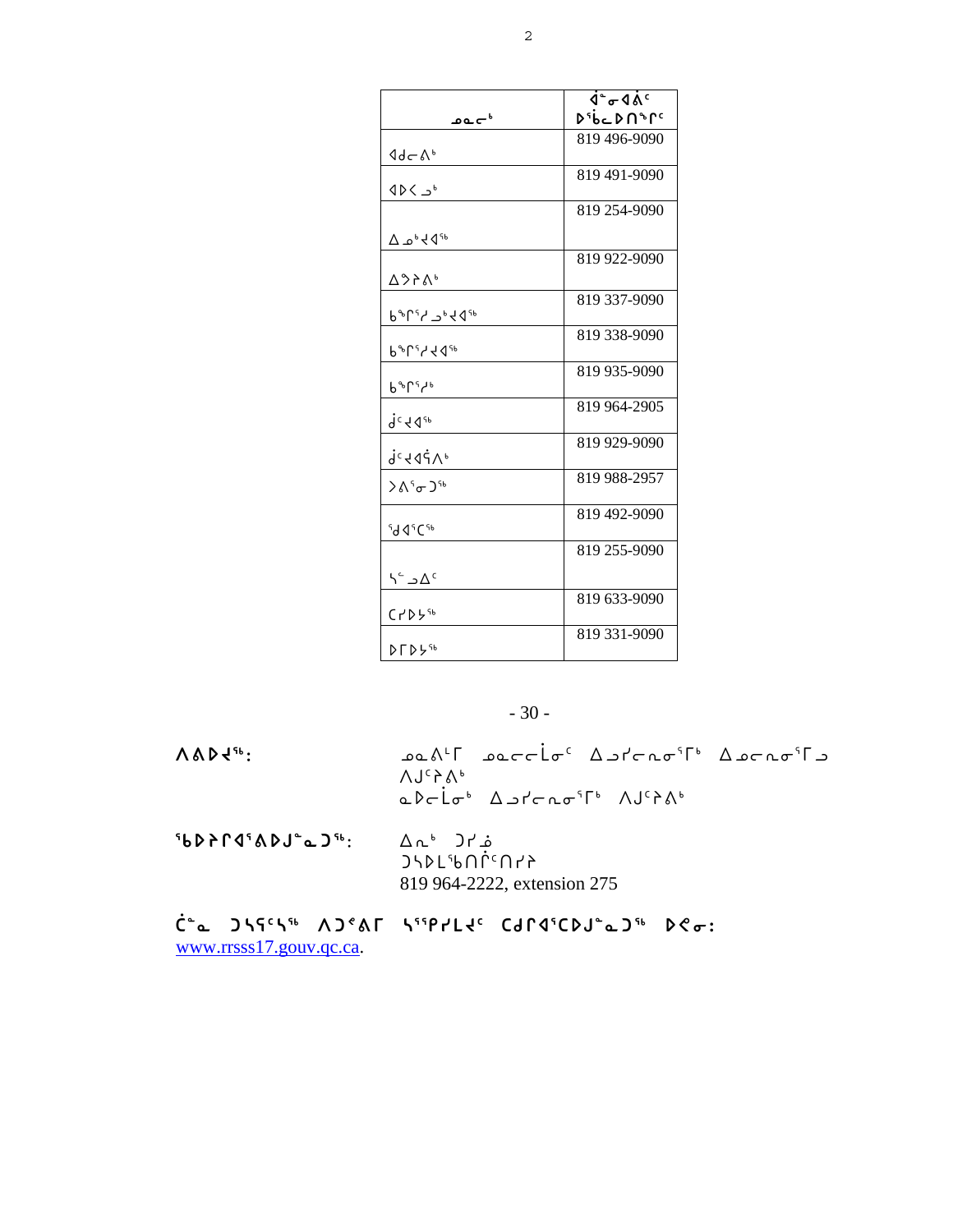| ᓄᓇᓕᒃ | ᐋᓐᓂᐊᕖᑦ ᐅᕿᓚᐅᑎᖓᑦ |
|---|---|
| ᐊᑯᓕᕕᒃ | 819 496-9090 |
| ᐊᐅᐸᓗᒃ | 819 491-9090 |
| ᐃᓄᒃᔪᐊᖅ | 819 254-9090 |
| ᐃᕗᔨᕕᒃ | 819 922-9090 |
| ᑲᖏᕿᓱᒃᔪᐊᖅ | 819 337-9090 |
| ᑲᖏᕿᓱᔪᐊᖅ | 819 338-9090 |
| ᑲᖏᕿᓱᒃ | 819 935-9090 |
| ᑰᑦᔪᐊᖅ | 819 964-2905 |
| ᑰᑦᔪᐊᕌᐱᒃ | 819 929-9090 |
| ᐳᕕᕐᓂᑐᖅ | 819 988-2957 |
| ᖁᐊᖅᑕᖅ | 819 492-9090 |
| ᓴᓪᓗᐃᑦ | 819 255-9090 |
| ᑕᓯᐅᔭᖅ | 819 633-9090 |
| ᐅᒥᐅᔭᖅ | 819 331-9090 |

- 30 -

ᐱᕕᐅᔪᖅ: ᓄᓇᕕᒻᒥ ᓄᓇᓕᓕᒫᓂᑦ ᐃᓗᓯᓕᕆᓂᕐᒥᒃ ᐃᓄᓕᕆᓂᕐᒥᓗ ᐱᒍᑦᔨᕖᒃ
ᓇᐅᓕᒫᓂᒃ ᐃᓗᓯᓕᕆᓂᕐᒥᒃ ᐱᒍᑦᔨᕖᒃ

ᖃᐅᔨᒋᐊᖅᑭᐅᒍᓐᓇᑐᖅ: ᐃᕆᒃ ᑐᓯᓈ
ᑐᓴᐅᒪᖅᑎᒦᑦᑎᓯᔨ
819 964-2222, extension 275

ᑖᓐᓇ ᑐᓴᕐᑦᓴᖅ ᐱᑐᑦᕕᒥ ᓴᖅᑭᓯᒪᔪᑦ ᑕᑯᒋᐊᖅᑕᐅᒍᓐᓇᑐᖅ ᐅᕙᓂ: www.rrsss17.gouv.qc.ca.